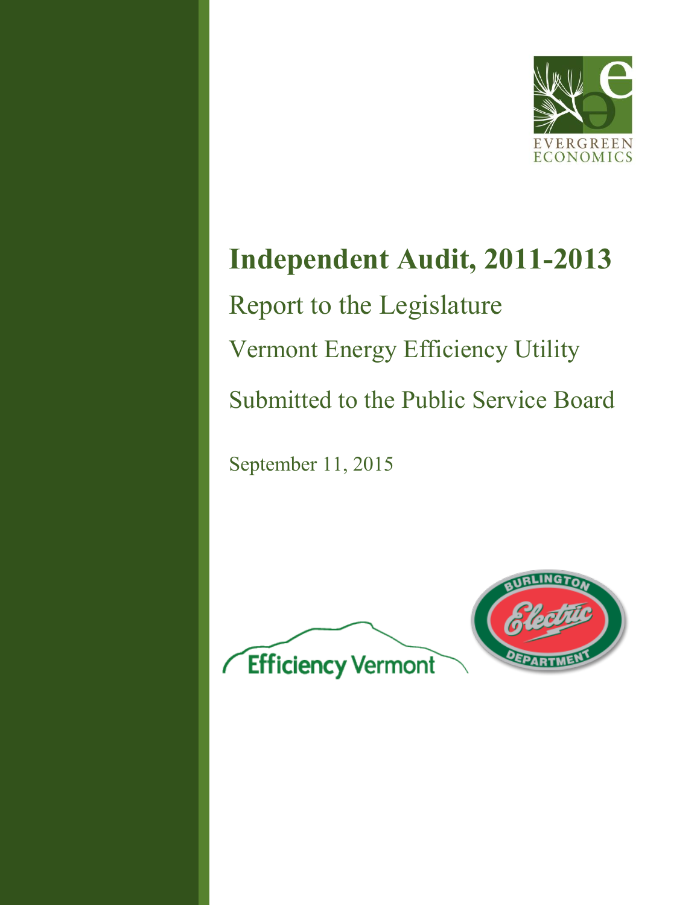EVERGREEN ECONOMICS

# Independent Audit, 2011-2013

## Report to the Legislature

## Vermont Energy Efficiency Utility

## Submitted to the Public Service Board

September 11, 2015

Efficiency Vermont

Burlington Electric Department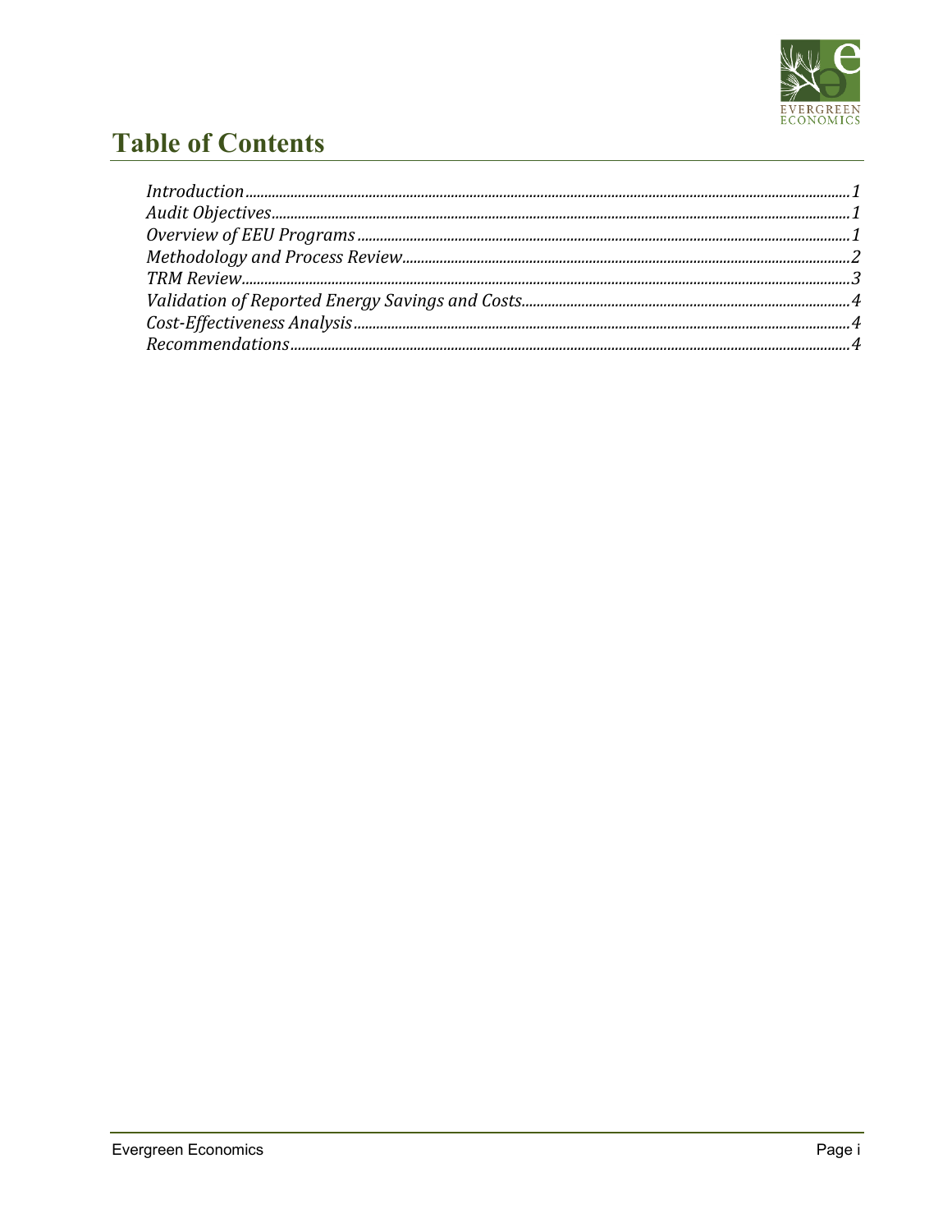# Table of Contents

*Introduction* ........ *1*
*Audit Objectives* ........ *1*
*Overview of EEU Programs* ........ *1*
*Methodology and Process Review* ........ *2*
*TRM Review* ........ *3*
*Validation of Reported Energy Savings and Costs* ........ *4*
*Cost-Effectiveness Analysis* ........ *4*
*Recommendations* ........ *4*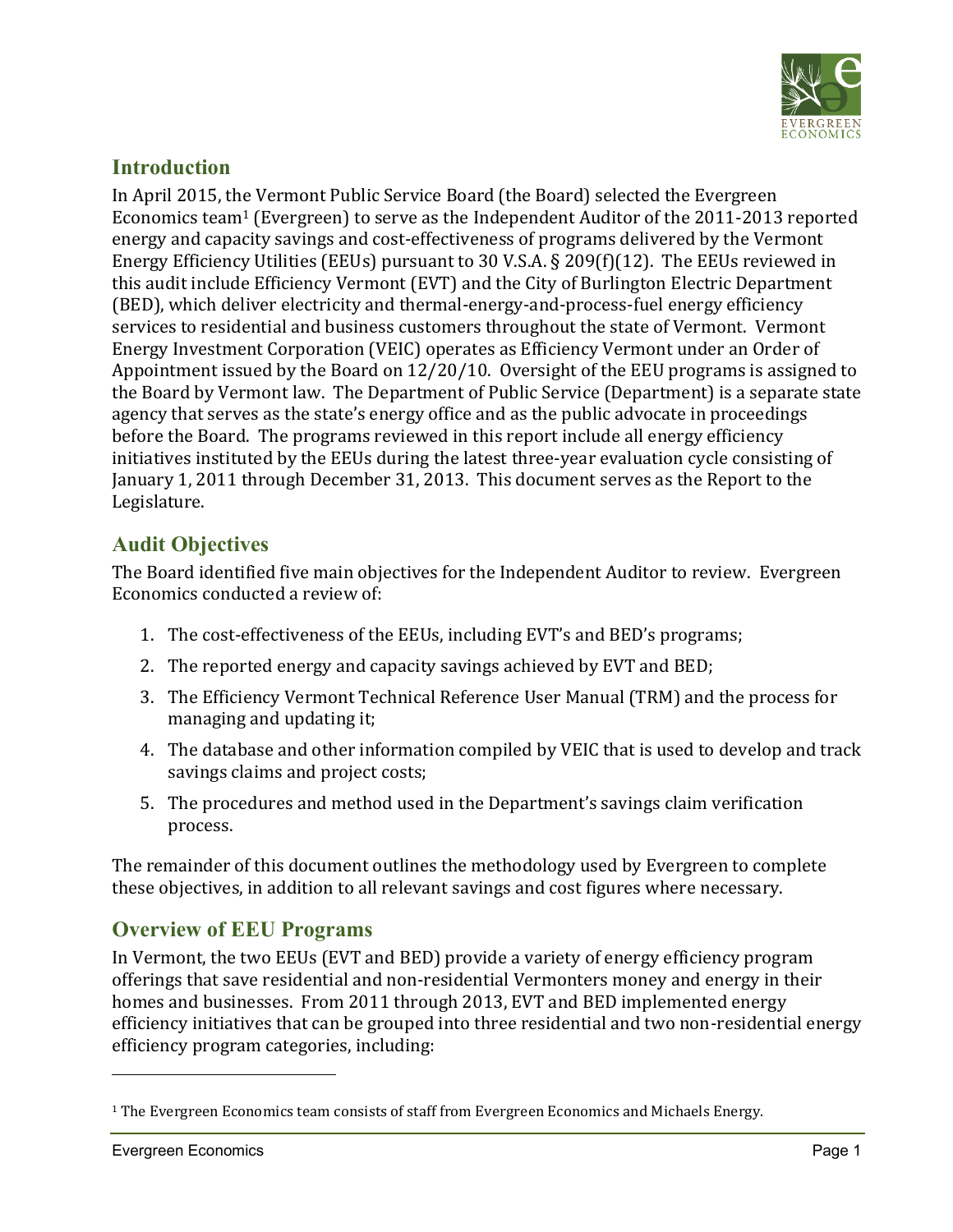## Introduction

In April 2015, the Vermont Public Service Board (the Board) selected the Evergreen Economics team[1] (Evergreen) to serve as the Independent Auditor of the 2011-2013 reported energy and capacity savings and cost-effectiveness of programs delivered by the Vermont Energy Efficiency Utilities (EEUs) pursuant to 30 V.S.A. § 209(f)(12). The EEUs reviewed in this audit include Efficiency Vermont (EVT) and the City of Burlington Electric Department (BED), which deliver electricity and thermal-energy-and-process-fuel energy efficiency services to residential and business customers throughout the state of Vermont. Vermont Energy Investment Corporation (VEIC) operates as Efficiency Vermont under an Order of Appointment issued by the Board on 12/20/10. Oversight of the EEU programs is assigned to the Board by Vermont law. The Department of Public Service (Department) is a separate state agency that serves as the state's energy office and as the public advocate in proceedings before the Board. The programs reviewed in this report include all energy efficiency initiatives instituted by the EEUs during the latest three-year evaluation cycle consisting of January 1, 2011 through December 31, 2013. This document serves as the Report to the Legislature.

## Audit Objectives

The Board identified five main objectives for the Independent Auditor to review. Evergreen Economics conducted a review of:

1. The cost-effectiveness of the EEUs, including EVT's and BED's programs;
2. The reported energy and capacity savings achieved by EVT and BED;
3. The Efficiency Vermont Technical Reference User Manual (TRM) and the process for managing and updating it;
4. The database and other information compiled by VEIC that is used to develop and track savings claims and project costs;
5. The procedures and method used in the Department's savings claim verification process.

The remainder of this document outlines the methodology used by Evergreen to complete these objectives, in addition to all relevant savings and cost figures where necessary.

## Overview of EEU Programs

In Vermont, the two EEUs (EVT and BED) provide a variety of energy efficiency program offerings that save residential and non-residential Vermonters money and energy in their homes and businesses. From 2011 through 2013, EVT and BED implemented energy efficiency initiatives that can be grouped into three residential and two non-residential energy efficiency program categories, including:

[1] The Evergreen Economics team consists of staff from Evergreen Economics and Michaels Energy.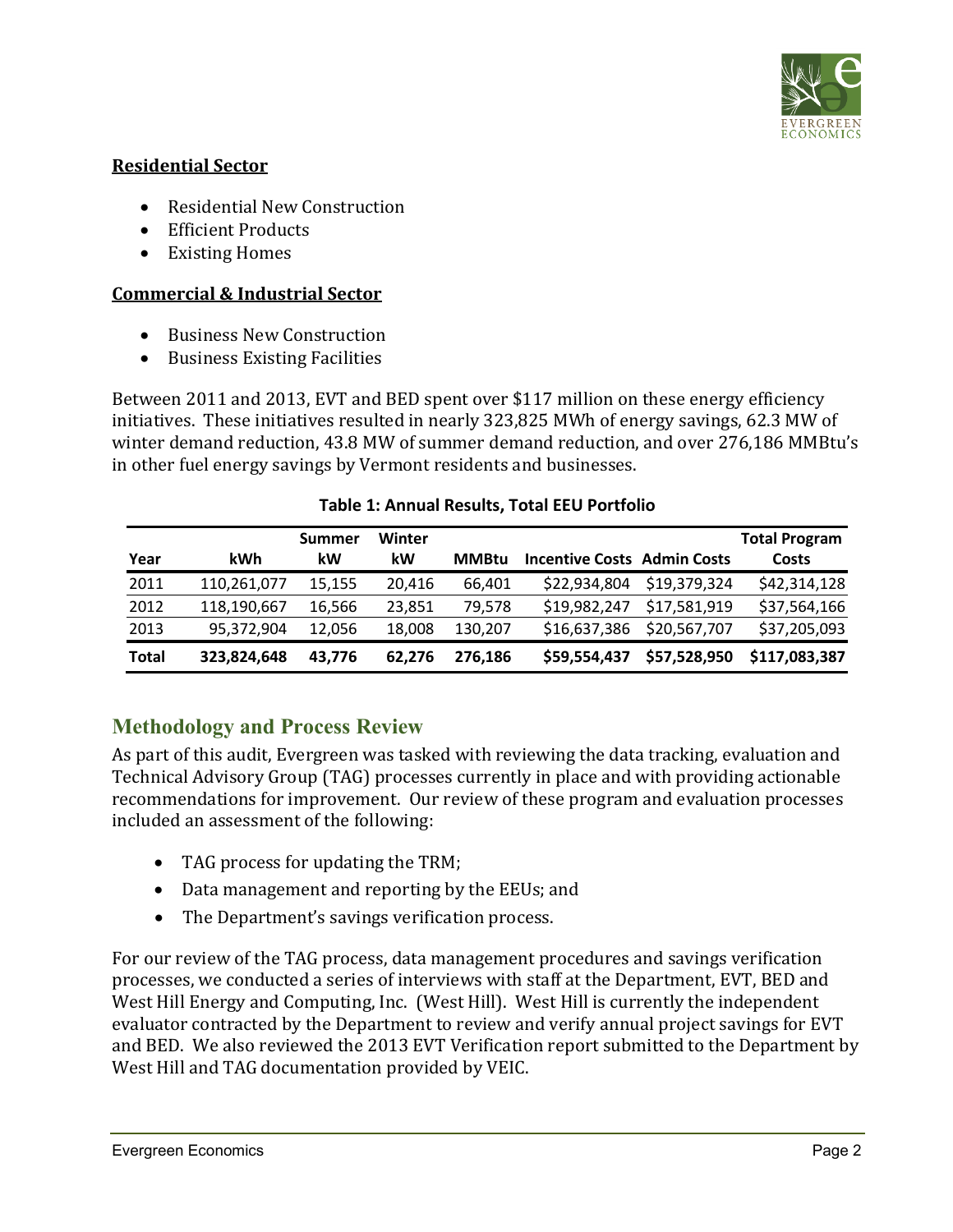**Residential Sector**

- Residential New Construction
- Efficient Products
- Existing Homes

**Commercial & Industrial Sector**

- Business New Construction
- Business Existing Facilities

Between 2011 and 2013, EVT and BED spent over $117 million on these energy efficiency initiatives. These initiatives resulted in nearly 323,825 MWh of energy savings, 62.3 MW of winter demand reduction, 43.8 MW of summer demand reduction, and over 276,186 MMBtu's in other fuel energy savings by Vermont residents and businesses.

**Table 1: Annual Results, Total EEU Portfolio**

| Year | kWh | Summer kW | Winter kW | MMBtu | Incentive Costs | Admin Costs | Total Program Costs |
|---|---|---|---|---|---|---|---|
| 2011 | 110,261,077 | 15,155 | 20,416 | 66,401 | $22,934,804 | $19,379,324 | $42,314,128 |
| 2012 | 118,190,667 | 16,566 | 23,851 | 79,578 | $19,982,247 | $17,581,919 | $37,564,166 |
| 2013 | 95,372,904 | 12,056 | 18,008 | 130,207 | $16,637,386 | $20,567,707 | $37,205,093 |
| **Total** | **323,824,648** | **43,776** | **62,276** | **276,186** | **$59,554,437** | **$57,528,950** | **$117,083,387** |

## Methodology and Process Review

As part of this audit, Evergreen was tasked with reviewing the data tracking, evaluation and Technical Advisory Group (TAG) processes currently in place and with providing actionable recommendations for improvement. Our review of these program and evaluation processes included an assessment of the following:

- TAG process for updating the TRM;
- Data management and reporting by the EEUs; and
- The Department's savings verification process.

For our review of the TAG process, data management procedures and savings verification processes, we conducted a series of interviews with staff at the Department, EVT, BED and West Hill Energy and Computing, Inc. (West Hill). West Hill is currently the independent evaluator contracted by the Department to review and verify annual project savings for EVT and BED. We also reviewed the 2013 EVT Verification report submitted to the Department by West Hill and TAG documentation provided by VEIC.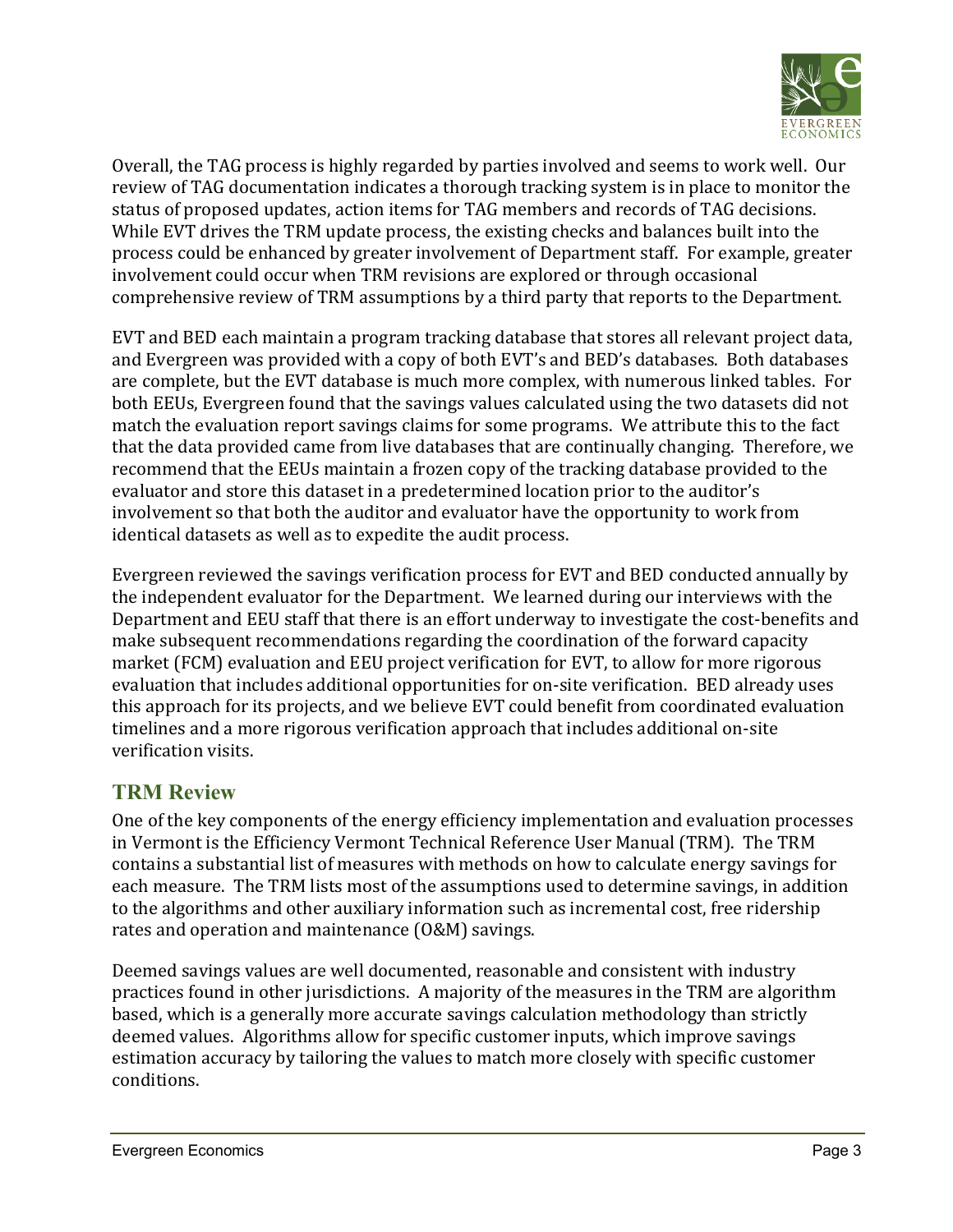Overall, the TAG process is highly regarded by parties involved and seems to work well. Our review of TAG documentation indicates a thorough tracking system is in place to monitor the status of proposed updates, action items for TAG members and records of TAG decisions. While EVT drives the TRM update process, the existing checks and balances built into the process could be enhanced by greater involvement of Department staff. For example, greater involvement could occur when TRM revisions are explored or through occasional comprehensive review of TRM assumptions by a third party that reports to the Department.

EVT and BED each maintain a program tracking database that stores all relevant project data, and Evergreen was provided with a copy of both EVT's and BED's databases. Both databases are complete, but the EVT database is much more complex, with numerous linked tables. For both EEUs, Evergreen found that the savings values calculated using the two datasets did not match the evaluation report savings claims for some programs. We attribute this to the fact that the data provided came from live databases that are continually changing. Therefore, we recommend that the EEUs maintain a frozen copy of the tracking database provided to the evaluator and store this dataset in a predetermined location prior to the auditor's involvement so that both the auditor and evaluator have the opportunity to work from identical datasets as well as to expedite the audit process.

Evergreen reviewed the savings verification process for EVT and BED conducted annually by the independent evaluator for the Department. We learned during our interviews with the Department and EEU staff that there is an effort underway to investigate the cost-benefits and make subsequent recommendations regarding the coordination of the forward capacity market (FCM) evaluation and EEU project verification for EVT, to allow for more rigorous evaluation that includes additional opportunities for on-site verification. BED already uses this approach for its projects, and we believe EVT could benefit from coordinated evaluation timelines and a more rigorous verification approach that includes additional on-site verification visits.

## TRM Review

One of the key components of the energy efficiency implementation and evaluation processes in Vermont is the Efficiency Vermont Technical Reference User Manual (TRM). The TRM contains a substantial list of measures with methods on how to calculate energy savings for each measure. The TRM lists most of the assumptions used to determine savings, in addition to the algorithms and other auxiliary information such as incremental cost, free ridership rates and operation and maintenance (O&M) savings.

Deemed savings values are well documented, reasonable and consistent with industry practices found in other jurisdictions. A majority of the measures in the TRM are algorithm based, which is a generally more accurate savings calculation methodology than strictly deemed values. Algorithms allow for specific customer inputs, which improve savings estimation accuracy by tailoring the values to match more closely with specific customer conditions.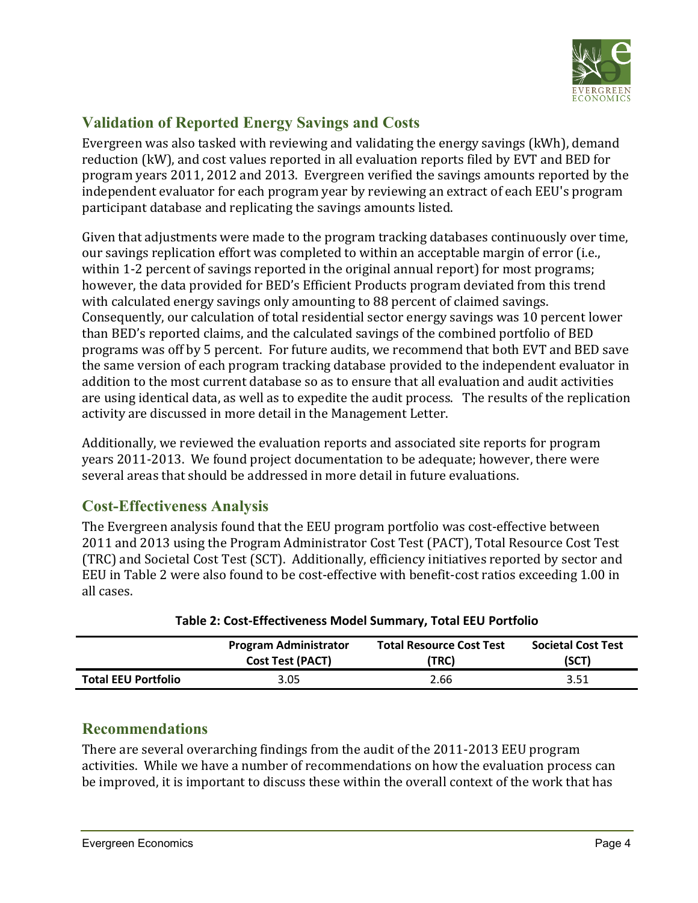## Validation of Reported Energy Savings and Costs

Evergreen was also tasked with reviewing and validating the energy savings (kWh), demand reduction (kW), and cost values reported in all evaluation reports filed by EVT and BED for program years 2011, 2012 and 2013. Evergreen verified the savings amounts reported by the independent evaluator for each program year by reviewing an extract of each EEU's program participant database and replicating the savings amounts listed.

Given that adjustments were made to the program tracking databases continuously over time, our savings replication effort was completed to within an acceptable margin of error (i.e., within 1-2 percent of savings reported in the original annual report) for most programs; however, the data provided for BED's Efficient Products program deviated from this trend with calculated energy savings only amounting to 88 percent of claimed savings. Consequently, our calculation of total residential sector energy savings was 10 percent lower than BED's reported claims, and the calculated savings of the combined portfolio of BED programs was off by 5 percent. For future audits, we recommend that both EVT and BED save the same version of each program tracking database provided to the independent evaluator in addition to the most current database so as to ensure that all evaluation and audit activities are using identical data, as well as to expedite the audit process. The results of the replication activity are discussed in more detail in the Management Letter.

Additionally, we reviewed the evaluation reports and associated site reports for program years 2011-2013. We found project documentation to be adequate; however, there were several areas that should be addressed in more detail in future evaluations.

## Cost-Effectiveness Analysis

The Evergreen analysis found that the EEU program portfolio was cost-effective between 2011 and 2013 using the Program Administrator Cost Test (PACT), Total Resource Cost Test (TRC) and Societal Cost Test (SCT). Additionally, efficiency initiatives reported by sector and EEU in Table 2 were also found to be cost-effective with benefit-cost ratios exceeding 1.00 in all cases.

**Table 2: Cost-Effectiveness Model Summary, Total EEU Portfolio**

| | Program Administrator Cost Test (PACT) | Total Resource Cost Test (TRC) | Societal Cost Test (SCT) |
|---|---|---|---|
| **Total EEU Portfolio** | 3.05 | 2.66 | 3.51 |

## Recommendations

There are several overarching findings from the audit of the 2011-2013 EEU program activities. While we have a number of recommendations on how the evaluation process can be improved, it is important to discuss these within the overall context of the work that has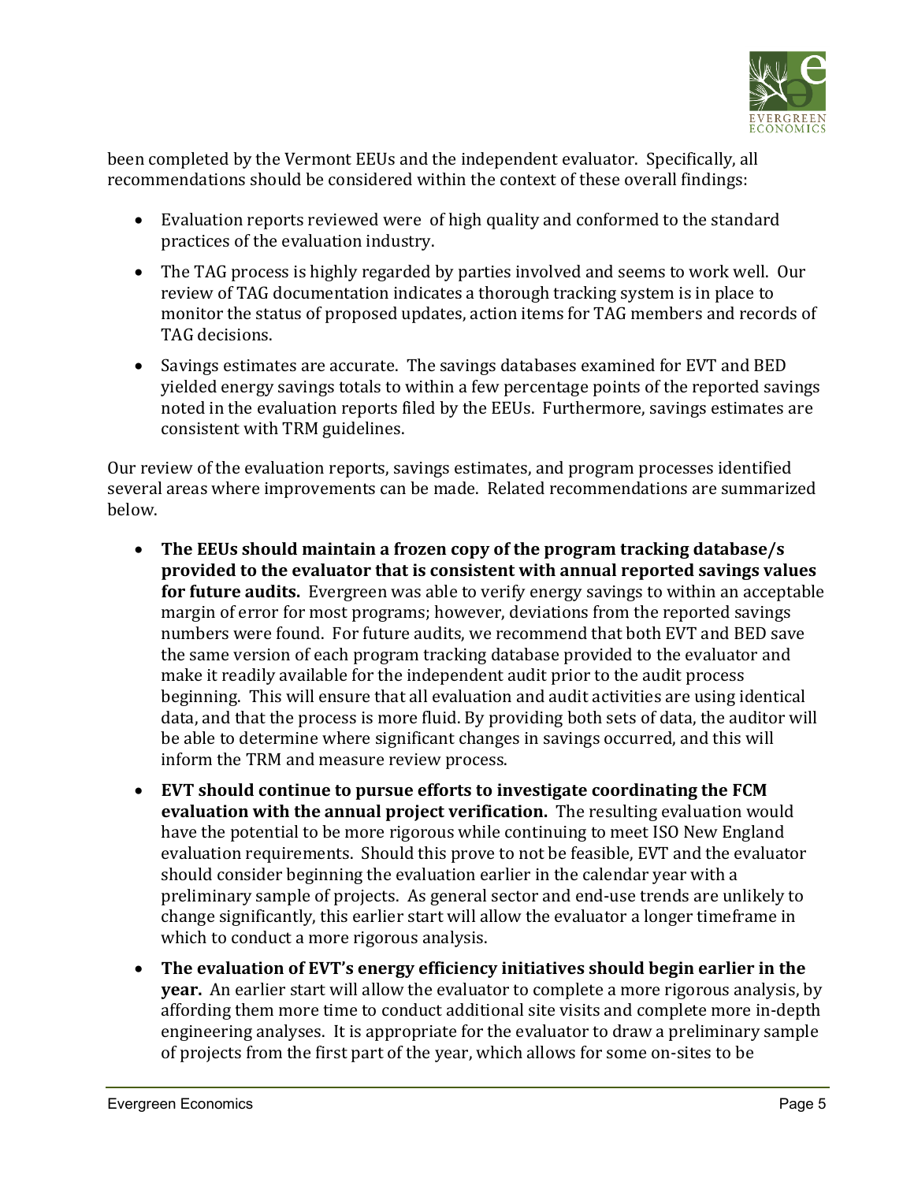been completed by the Vermont EEUs and the independent evaluator. Specifically, all recommendations should be considered within the context of these overall findings:

- Evaluation reports reviewed were of high quality and conformed to the standard practices of the evaluation industry.
- The TAG process is highly regarded by parties involved and seems to work well. Our review of TAG documentation indicates a thorough tracking system is in place to monitor the status of proposed updates, action items for TAG members and records of TAG decisions.
- Savings estimates are accurate. The savings databases examined for EVT and BED yielded energy savings totals to within a few percentage points of the reported savings noted in the evaluation reports filed by the EEUs. Furthermore, savings estimates are consistent with TRM guidelines.

Our review of the evaluation reports, savings estimates, and program processes identified several areas where improvements can be made. Related recommendations are summarized below.

- **The EEUs should maintain a frozen copy of the program tracking database/s provided to the evaluator that is consistent with annual reported savings values for future audits.** Evergreen was able to verify energy savings to within an acceptable margin of error for most programs; however, deviations from the reported savings numbers were found. For future audits, we recommend that both EVT and BED save the same version of each program tracking database provided to the evaluator and make it readily available for the independent audit prior to the audit process beginning. This will ensure that all evaluation and audit activities are using identical data, and that the process is more fluid. By providing both sets of data, the auditor will be able to determine where significant changes in savings occurred, and this will inform the TRM and measure review process.
- **EVT should continue to pursue efforts to investigate coordinating the FCM evaluation with the annual project verification.** The resulting evaluation would have the potential to be more rigorous while continuing to meet ISO New England evaluation requirements. Should this prove to not be feasible, EVT and the evaluator should consider beginning the evaluation earlier in the calendar year with a preliminary sample of projects. As general sector and end-use trends are unlikely to change significantly, this earlier start will allow the evaluator a longer timeframe in which to conduct a more rigorous analysis.
- **The evaluation of EVT's energy efficiency initiatives should begin earlier in the year.** An earlier start will allow the evaluator to complete a more rigorous analysis, by affording them more time to conduct additional site visits and complete more in-depth engineering analyses. It is appropriate for the evaluator to draw a preliminary sample of projects from the first part of the year, which allows for some on-sites to be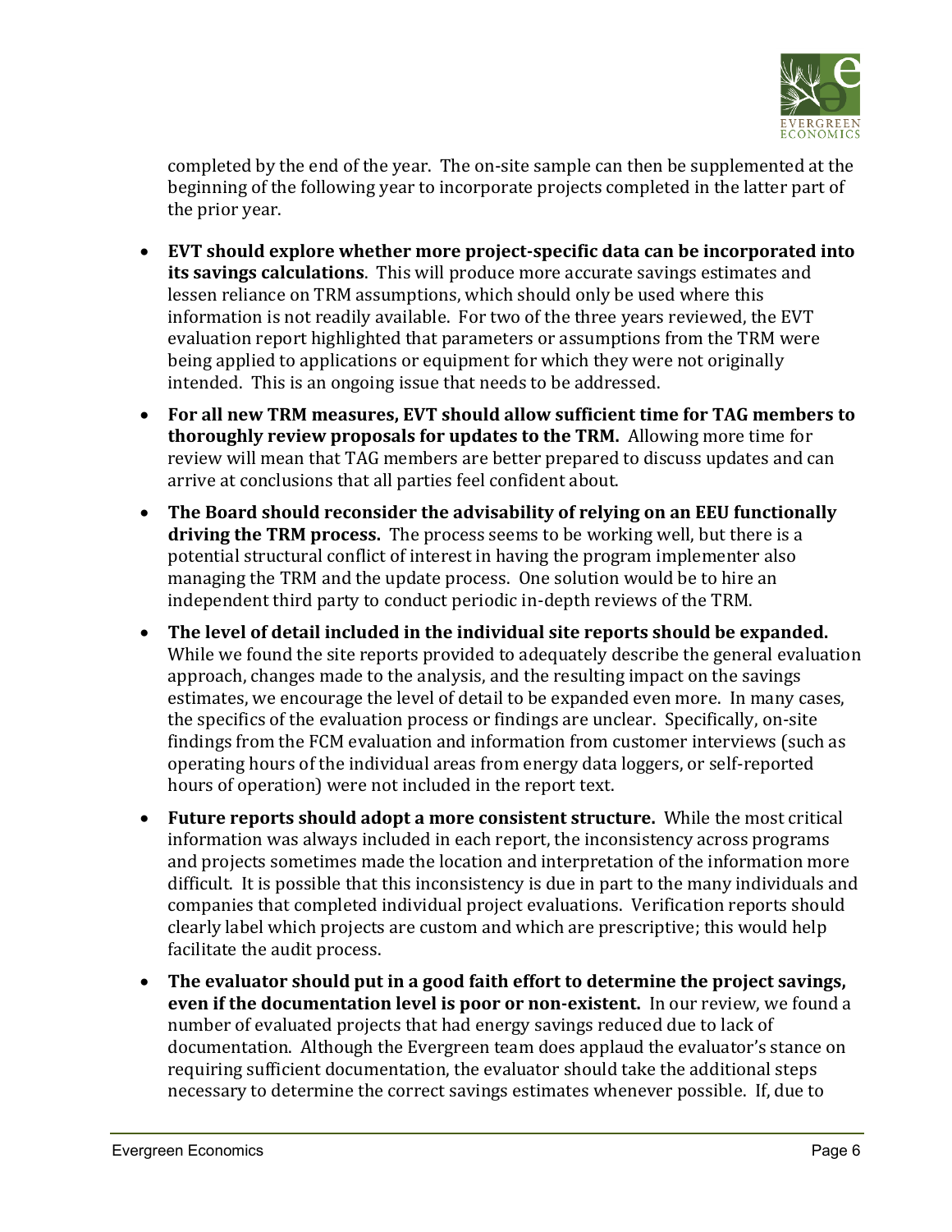completed by the end of the year. The on-site sample can then be supplemented at the beginning of the following year to incorporate projects completed in the latter part of the prior year.

- **EVT should explore whether more project-specific data can be incorporated into its savings calculations**. This will produce more accurate savings estimates and lessen reliance on TRM assumptions, which should only be used where this information is not readily available. For two of the three years reviewed, the EVT evaluation report highlighted that parameters or assumptions from the TRM were being applied to applications or equipment for which they were not originally intended. This is an ongoing issue that needs to be addressed.
- **For all new TRM measures, EVT should allow sufficient time for TAG members to thoroughly review proposals for updates to the TRM.** Allowing more time for review will mean that TAG members are better prepared to discuss updates and can arrive at conclusions that all parties feel confident about.
- **The Board should reconsider the advisability of relying on an EEU functionally driving the TRM process.** The process seems to be working well, but there is a potential structural conflict of interest in having the program implementer also managing the TRM and the update process. One solution would be to hire an independent third party to conduct periodic in-depth reviews of the TRM.
- **The level of detail included in the individual site reports should be expanded.** While we found the site reports provided to adequately describe the general evaluation approach, changes made to the analysis, and the resulting impact on the savings estimates, we encourage the level of detail to be expanded even more. In many cases, the specifics of the evaluation process or findings are unclear. Specifically, on-site findings from the FCM evaluation and information from customer interviews (such as operating hours of the individual areas from energy data loggers, or self-reported hours of operation) were not included in the report text.
- **Future reports should adopt a more consistent structure.** While the most critical information was always included in each report, the inconsistency across programs and projects sometimes made the location and interpretation of the information more difficult. It is possible that this inconsistency is due in part to the many individuals and companies that completed individual project evaluations. Verification reports should clearly label which projects are custom and which are prescriptive; this would help facilitate the audit process.
- **The evaluator should put in a good faith effort to determine the project savings, even if the documentation level is poor or non-existent.** In our review, we found a number of evaluated projects that had energy savings reduced due to lack of documentation. Although the Evergreen team does applaud the evaluator's stance on requiring sufficient documentation, the evaluator should take the additional steps necessary to determine the correct savings estimates whenever possible. If, due to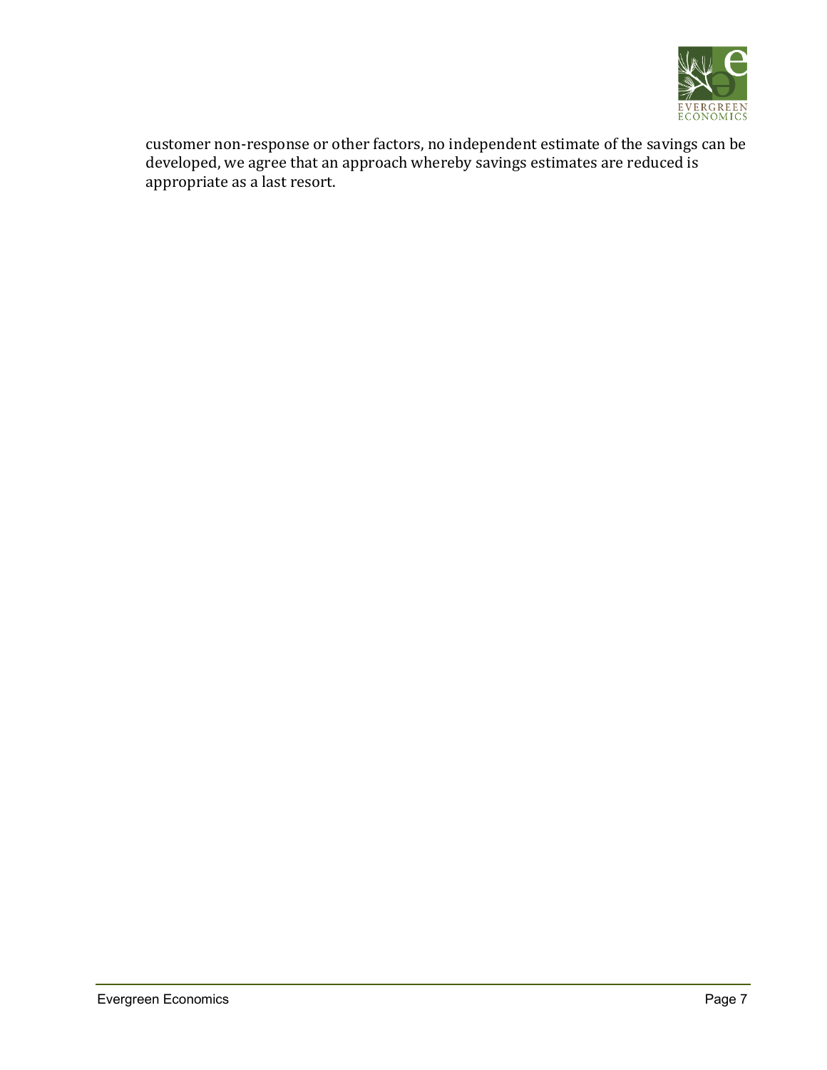customer non-response or other factors, no independent estimate of the savings can be developed, we agree that an approach whereby savings estimates are reduced is appropriate as a last resort.